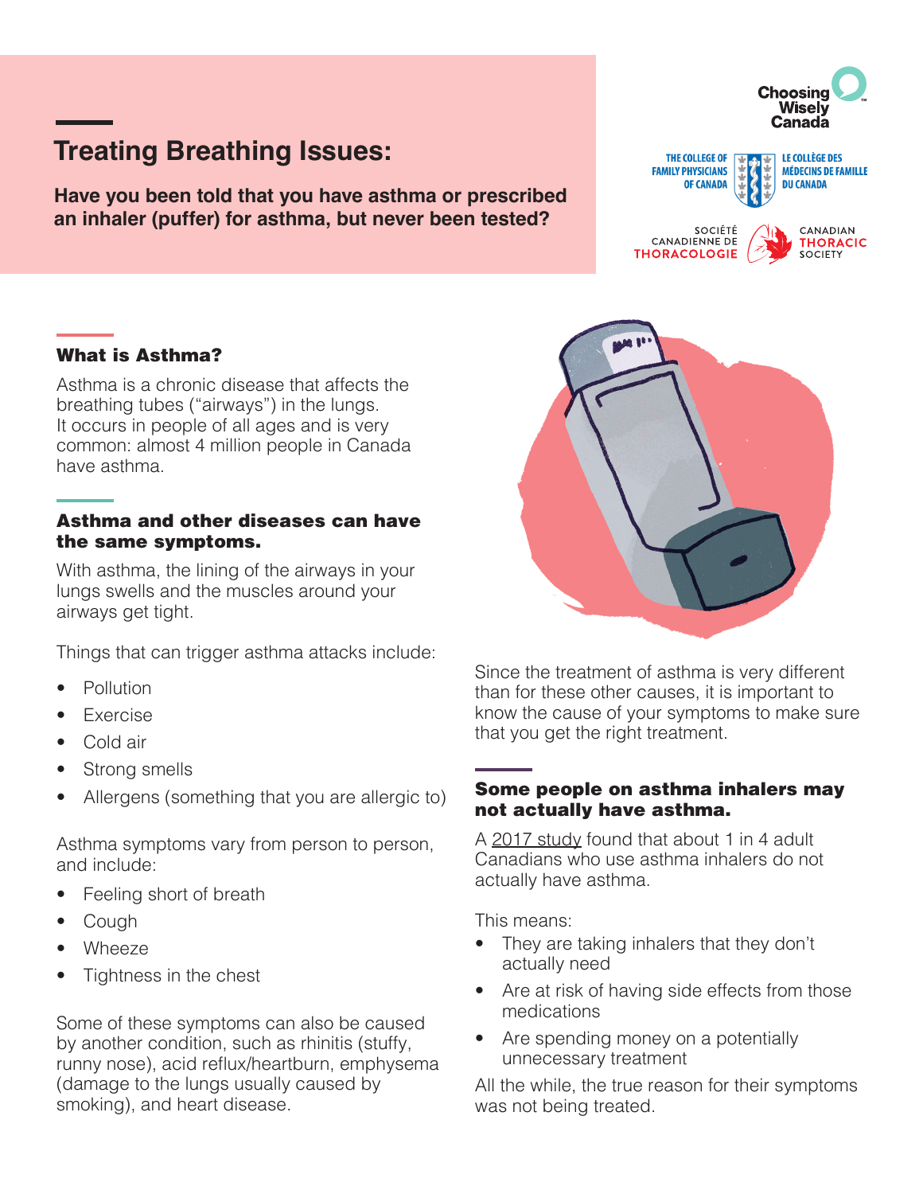# Treating Breathing Issues:

**Have you been told that you have asthma or prescribed an inhaler (puffer) for asthma, but never been tested?**

Choosing Wisely Canada

THE COLLEGE OF FAMILY PHYSICIANS OF CANADA | LE COLLÈGE DES MÉDECINS DE FAMILLE DU CANADA

SOCIÉTÉ CANADIENNE DE THORACOLOGIE | CANADIAN THORACIC SOCIETY

## What is Asthma?

Asthma is a chronic disease that affects the breathing tubes ("airways") in the lungs. It occurs in people of all ages and is very common: almost 4 million people in Canada have asthma.

## Asthma and other diseases can have the same symptoms.

With asthma, the lining of the airways in your lungs swells and the muscles around your airways get tight.

Things that can trigger asthma attacks include:

- Pollution
- Exercise
- Cold air
- Strong smells
- Allergens (something that you are allergic to)

Asthma symptoms vary from person to person, and include:

- Feeling short of breath
- Cough
- Wheeze
- Tightness in the chest

Some of these symptoms can also be caused by another condition, such as rhinitis (stuffy, runny nose), acid reflux/heartburn, emphysema (damage to the lungs usually caused by smoking), and heart disease.

Since the treatment of asthma is very different than for these other causes, it is important to know the cause of your symptoms to make sure that you get the right treatment.

## Some people on asthma inhalers may not actually have asthma.

A 2017 study found that about 1 in 4 adult Canadians who use asthma inhalers do not actually have asthma.

This means:

- They are taking inhalers that they don't actually need
- Are at risk of having side effects from those medications
- Are spending money on a potentially unnecessary treatment

All the while, the true reason for their symptoms was not being treated.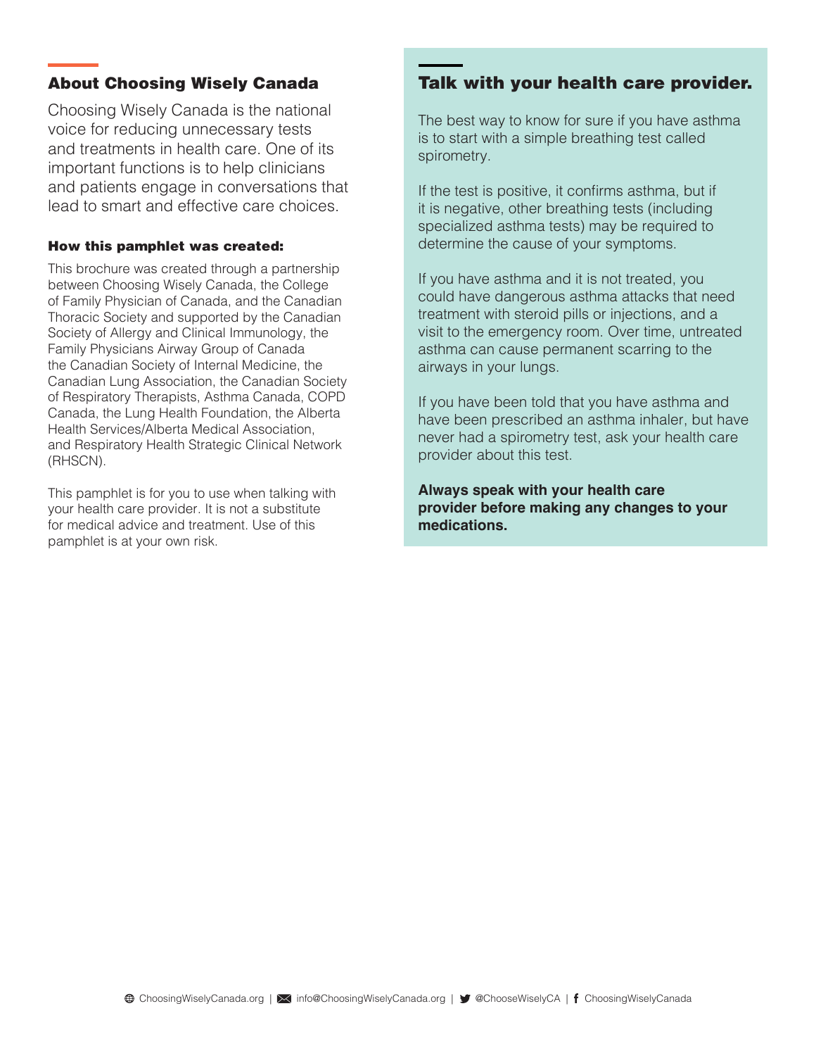## About Choosing Wisely Canada

Choosing Wisely Canada is the national voice for reducing unnecessary tests and treatments in health care. One of its important functions is to help clinicians and patients engage in conversations that lead to smart and effective care choices.

### How this pamphlet was created:

This brochure was created through a partnership between Choosing Wisely Canada, the College of Family Physician of Canada, and the Canadian Thoracic Society and supported by the Canadian Society of Allergy and Clinical Immunology, the Family Physicians Airway Group of Canada the Canadian Society of Internal Medicine, the Canadian Lung Association, the Canadian Society of Respiratory Therapists, Asthma Canada, COPD Canada, the Lung Health Foundation, the Alberta Health Services/Alberta Medical Association, and Respiratory Health Strategic Clinical Network (RHSCN).

This pamphlet is for you to use when talking with your health care provider. It is not a substitute for medical advice and treatment. Use of this pamphlet is at your own risk.

## Talk with your health care provider.

The best way to know for sure if you have asthma is to start with a simple breathing test called spirometry.

If the test is positive, it confirms asthma, but if it is negative, other breathing tests (including specialized asthma tests) may be required to determine the cause of your symptoms.

If you have asthma and it is not treated, you could have dangerous asthma attacks that need treatment with steroid pills or injections, and a visit to the emergency room. Over time, untreated asthma can cause permanent scarring to the airways in your lungs.

If you have been told that you have asthma and have been prescribed an asthma inhaler, but have never had a spirometry test, ask your health care provider about this test.

**Always speak with your health care provider before making any changes to your medications.**

ChoosingWiselyCanada.org | info@ChoosingWiselyCanada.org | @ChooseWiselyCA | ChoosingWiselyCanada